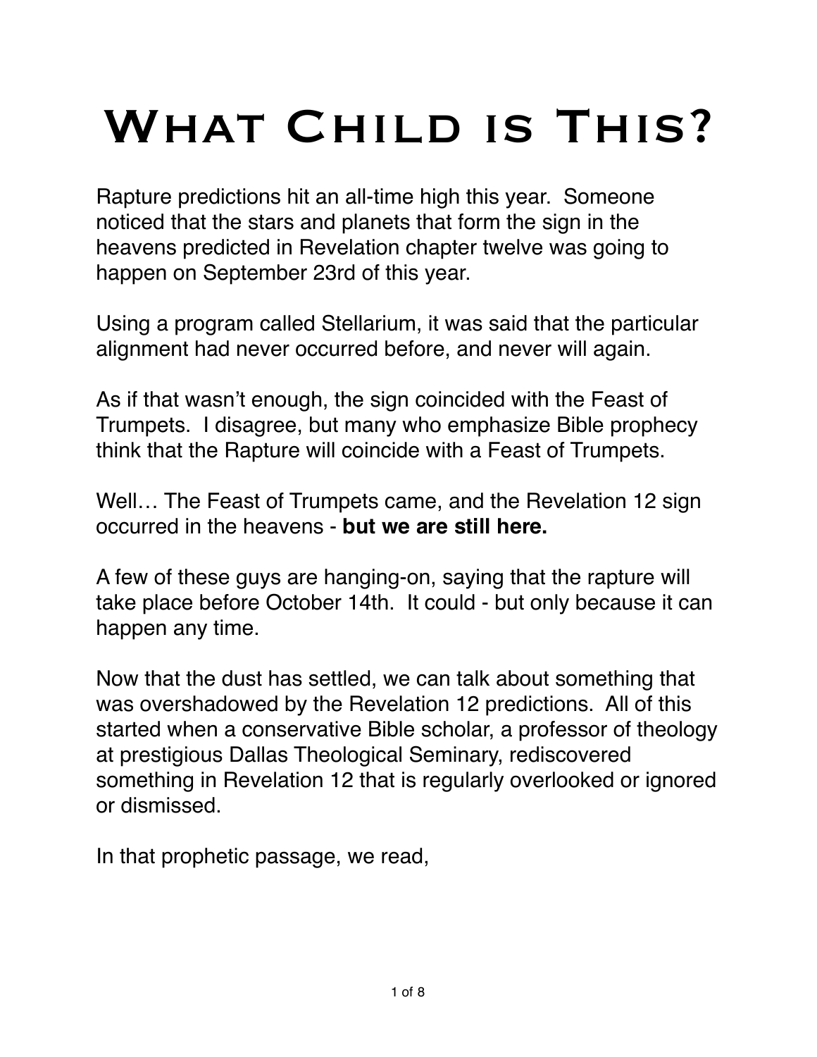# What Child is This?

Rapture predictions hit an all-time high this year. Someone noticed that the stars and planets that form the sign in the heavens predicted in Revelation chapter twelve was going to happen on September 23rd of this year.

Using a program called Stellarium, it was said that the particular alignment had never occurred before, and never will again.

As if that wasn't enough, the sign coincided with the Feast of Trumpets. I disagree, but many who emphasize Bible prophecy think that the Rapture will coincide with a Feast of Trumpets.

Well… The Feast of Trumpets came, and the Revelation 12 sign occurred in the heavens - **but we are still here.**

A few of these guys are hanging-on, saying that the rapture will take place before October 14th. It could - but only because it can happen any time.

Now that the dust has settled, we can talk about something that was overshadowed by the Revelation 12 predictions. All of this started when a conservative Bible scholar, a professor of theology at prestigious Dallas Theological Seminary, rediscovered something in Revelation 12 that is regularly overlooked or ignored or dismissed.

In that prophetic passage, we read,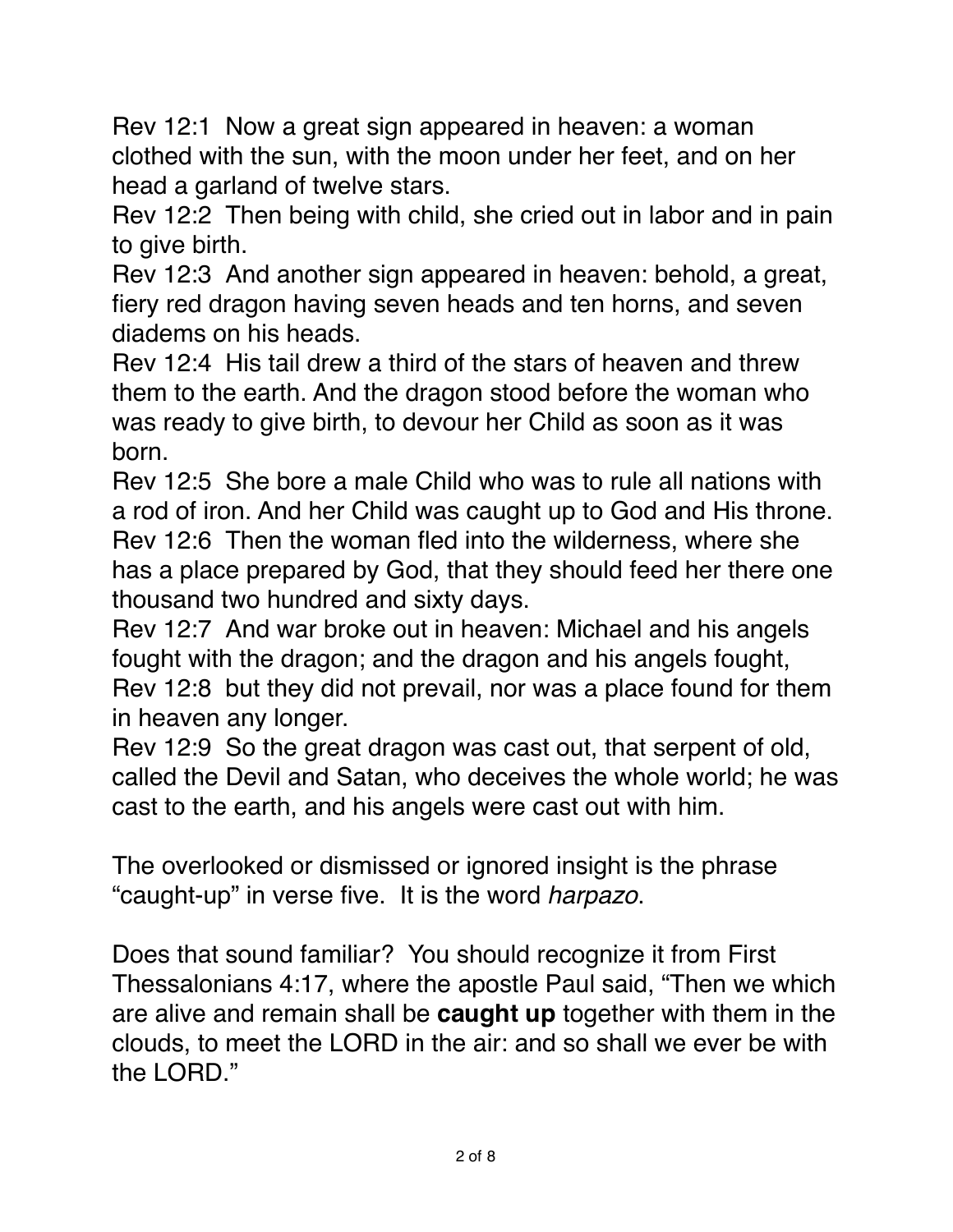Rev 12:1  Now a great sign appeared in heaven: a woman clothed with the sun, with the moon under her feet, and on her head a garland of twelve stars.
Rev 12:2  Then being with child, she cried out in labor and in pain to give birth.
Rev 12:3  And another sign appeared in heaven: behold, a great, fiery red dragon having seven heads and ten horns, and seven diadems on his heads.
Rev 12:4  His tail drew a third of the stars of heaven and threw them to the earth. And the dragon stood before the woman who was ready to give birth, to devour her Child as soon as it was born.
Rev 12:5  She bore a male Child who was to rule all nations with a rod of iron. And her Child was caught up to God and His throne.
Rev 12:6  Then the woman fled into the wilderness, where she has a place prepared by God, that they should feed her there one thousand two hundred and sixty days.
Rev 12:7  And war broke out in heaven: Michael and his angels fought with the dragon; and the dragon and his angels fought,
Rev 12:8  but they did not prevail, nor was a place found for them in heaven any longer.
Rev 12:9  So the great dragon was cast out, that serpent of old, called the Devil and Satan, who deceives the whole world; he was cast to the earth, and his angels were cast out with him.

The overlooked or dismissed or ignored insight is the phrase “caught-up” in verse five.  It is the word *harpazo*.

Does that sound familiar?  You should recognize it from First Thessalonians 4:17, where the apostle Paul said, “Then we which are alive and remain shall be **caught up** together with them in the clouds, to meet the LORD in the air: and so shall we ever be with the LORD.”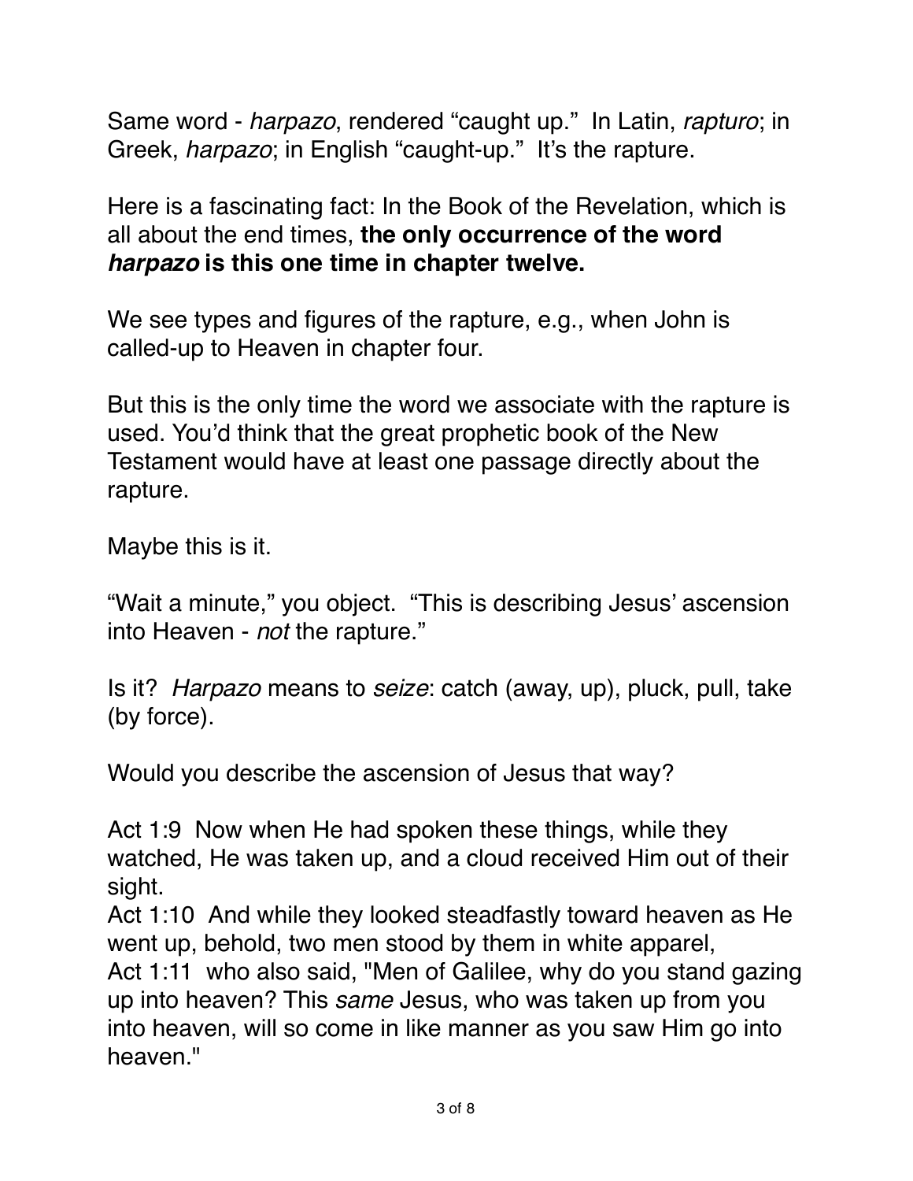Same word - *harpazo*, rendered “caught up.” In Latin, *rapturo*; in Greek, *harpazo*; in English “caught-up.” It’s the rapture.

Here is a fascinating fact: In the Book of the Revelation, which is all about the end times, **the only occurrence of the word *harpazo* is this one time in chapter twelve.**

We see types and figures of the rapture, e.g., when John is called-up to Heaven in chapter four.

But this is the only time the word we associate with the rapture is used. You’d think that the great prophetic book of the New Testament would have at least one passage directly about the rapture.

Maybe this is it.

“Wait a minute,” you object. “This is describing Jesus’ ascension into Heaven - *not* the rapture.”

Is it? *Harpazo* means to *seize*: catch (away, up), pluck, pull, take (by force).

Would you describe the ascension of Jesus that way?

Act 1:9 Now when He had spoken these things, while they watched, He was taken up, and a cloud received Him out of their sight.
Act 1:10 And while they looked steadfastly toward heaven as He went up, behold, two men stood by them in white apparel,
Act 1:11 who also said, "Men of Galilee, why do you stand gazing up into heaven? This *same* Jesus, who was taken up from you into heaven, will so come in like manner as you saw Him go into heaven."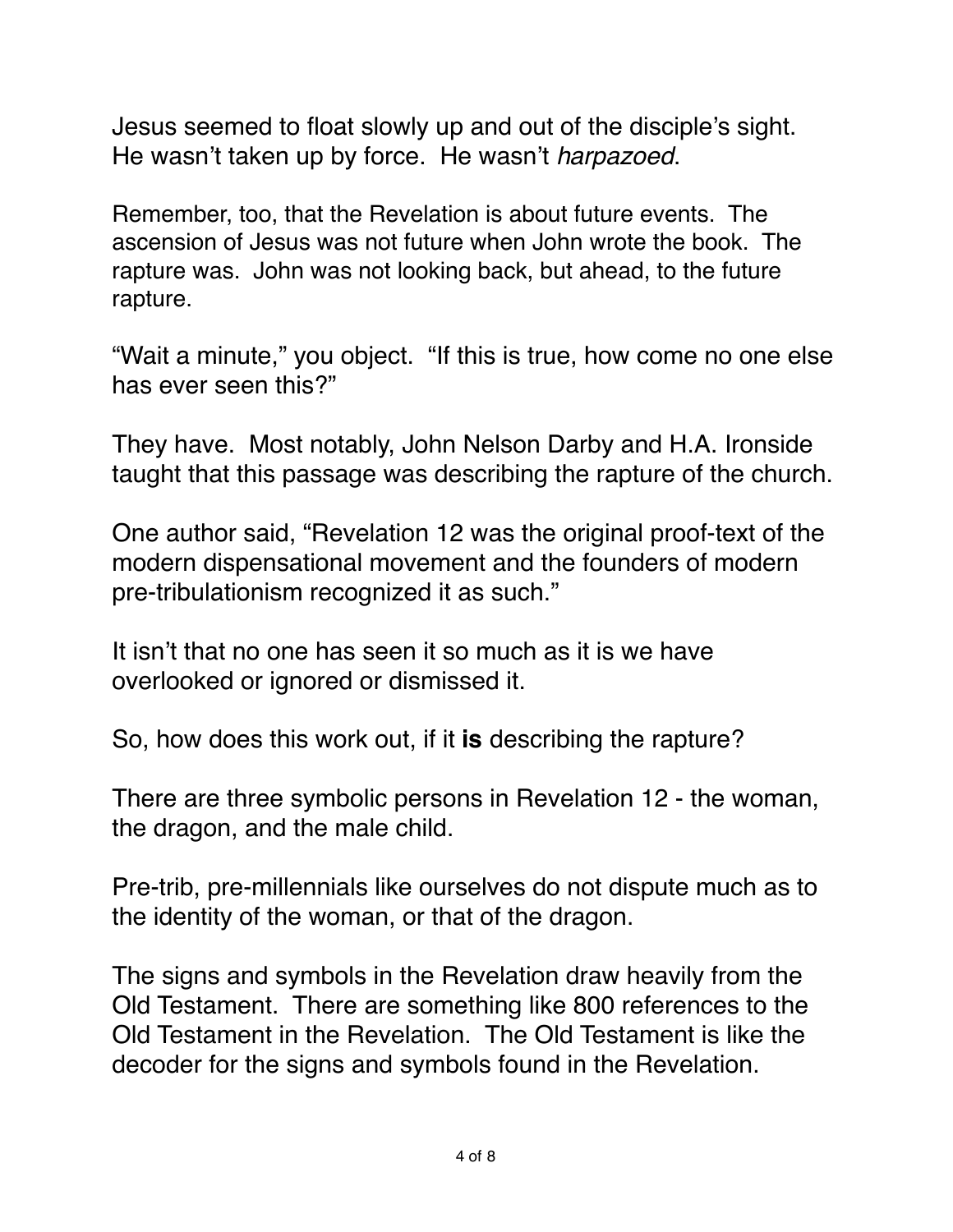Jesus seemed to float slowly up and out of the disciple's sight. He wasn't taken up by force. He wasn't *harpazoed*.

Remember, too, that the Revelation is about future events. The ascension of Jesus was not future when John wrote the book. The rapture was. John was not looking back, but ahead, to the future rapture.

"Wait a minute," you object. "If this is true, how come no one else has ever seen this?"

They have. Most notably, John Nelson Darby and H.A. Ironside taught that this passage was describing the rapture of the church.

One author said, "Revelation 12 was the original proof-text of the modern dispensational movement and the founders of modern pre-tribulationism recognized it as such."

It isn't that no one has seen it so much as it is we have overlooked or ignored or dismissed it.

So, how does this work out, if it **is** describing the rapture?

There are three symbolic persons in Revelation 12 - the woman, the dragon, and the male child.

Pre-trib, pre-millennials like ourselves do not dispute much as to the identity of the woman, or that of the dragon.

The signs and symbols in the Revelation draw heavily from the Old Testament. There are something like 800 references to the Old Testament in the Revelation. The Old Testament is like the decoder for the signs and symbols found in the Revelation.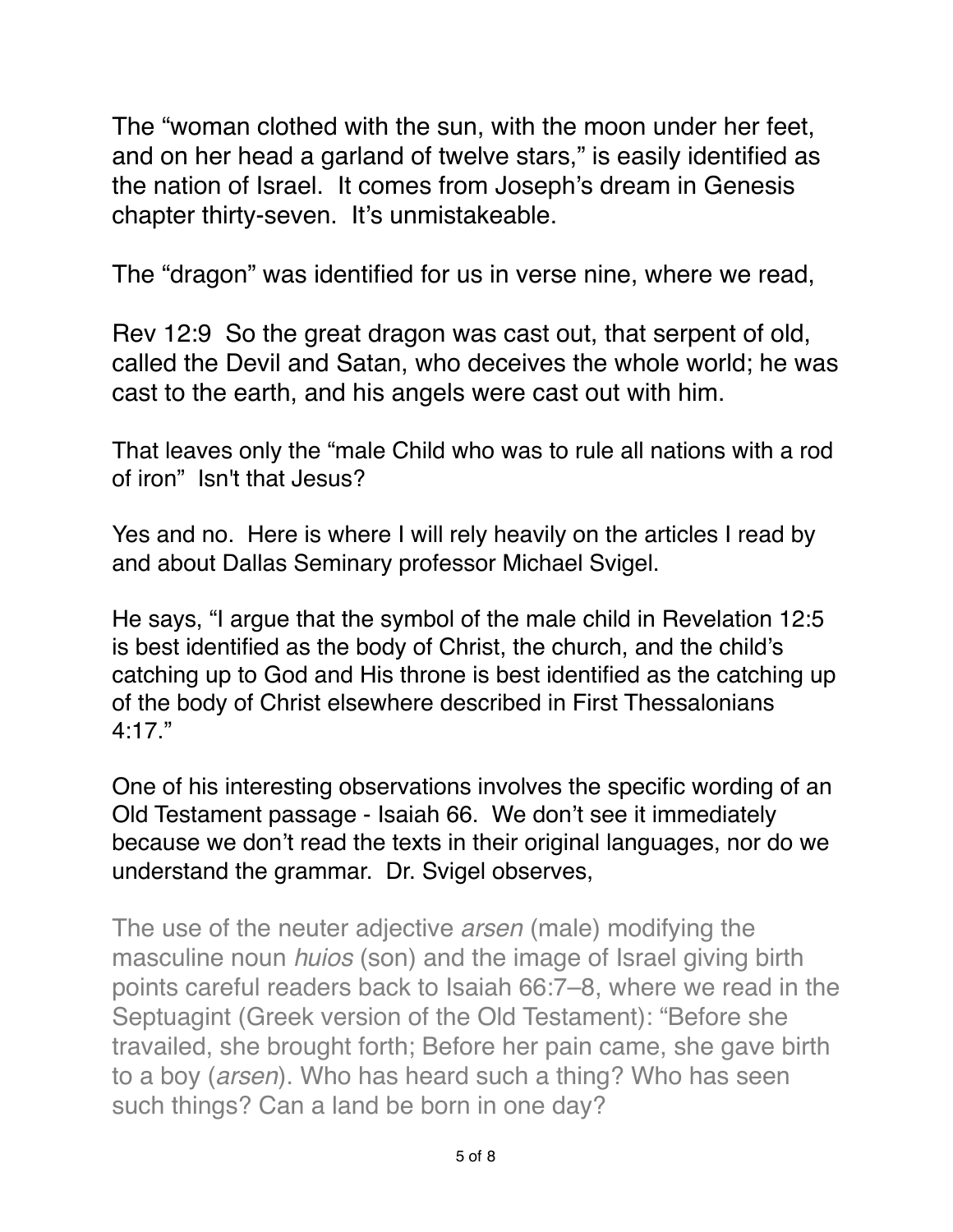The "woman clothed with the sun, with the moon under her feet, and on her head a garland of twelve stars," is easily identified as the nation of Israel. It comes from Joseph's dream in Genesis chapter thirty-seven. It's unmistakeable.

The "dragon" was identified for us in verse nine, where we read,

Rev 12:9 So the great dragon was cast out, that serpent of old, called the Devil and Satan, who deceives the whole world; he was cast to the earth, and his angels were cast out with him.

That leaves only the "male Child who was to rule all nations with a rod of iron" Isn't that Jesus?

Yes and no. Here is where I will rely heavily on the articles I read by and about Dallas Seminary professor Michael Svigel.

He says, "I argue that the symbol of the male child in Revelation 12:5 is best identified as the body of Christ, the church, and the child's catching up to God and His throne is best identified as the catching up of the body of Christ elsewhere described in First Thessalonians 4:17."

One of his interesting observations involves the specific wording of an Old Testament passage - Isaiah 66. We don't see it immediately because we don't read the texts in their original languages, nor do we understand the grammar. Dr. Svigel observes,

> The use of the neuter adjective *arsen* (male) modifying the masculine noun *huios* (son) and the image of Israel giving birth points careful readers back to Isaiah 66:7–8, where we read in the Septuagint (Greek version of the Old Testament): "Before she travailed, she brought forth; Before her pain came, she gave birth to a boy (*arsen*). Who has heard such a thing? Who has seen such things? Can a land be born in one day?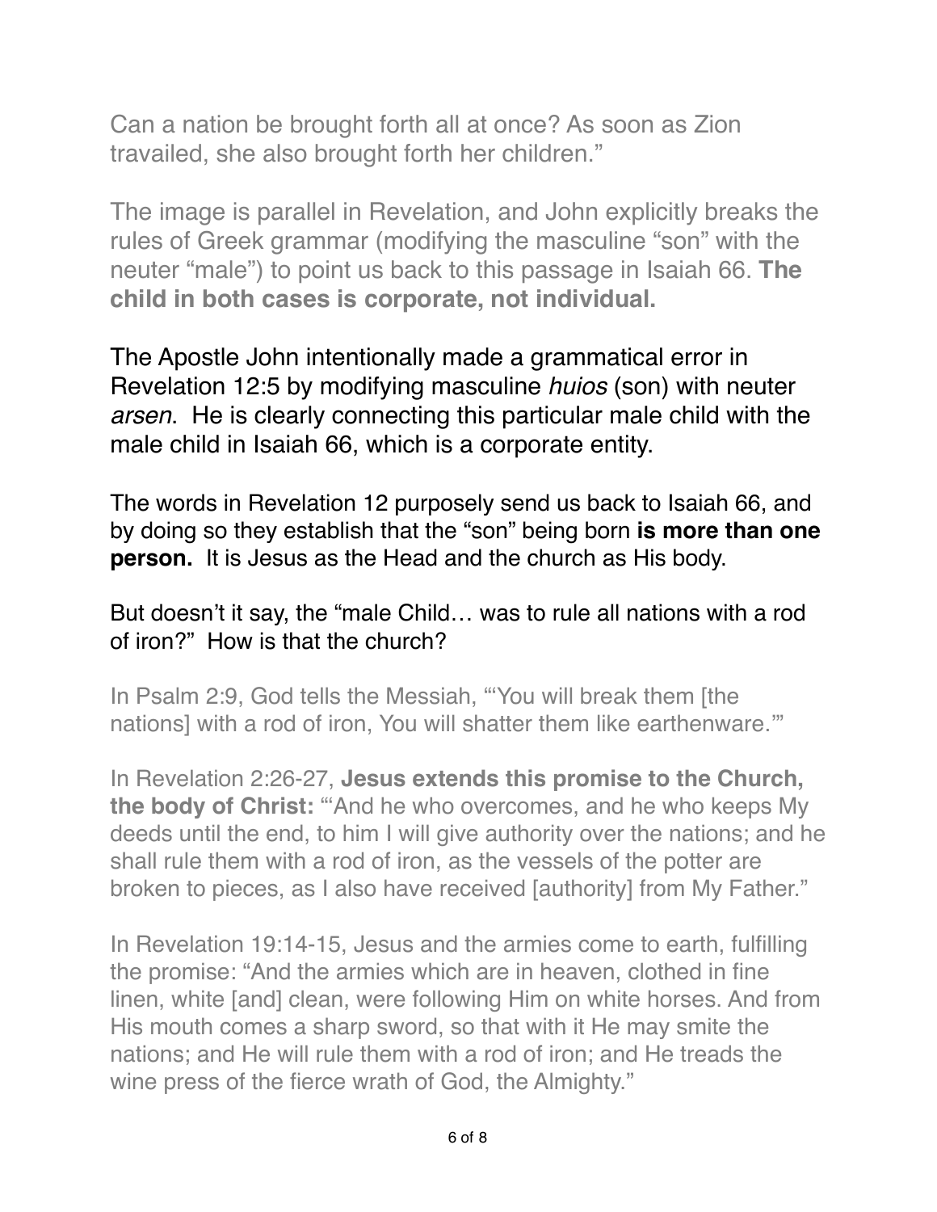Can a nation be brought forth all at once? As soon as Zion travailed, she also brought forth her children."

The image is parallel in Revelation, and John explicitly breaks the rules of Greek grammar (modifying the masculine "son" with the neuter "male") to point us back to this passage in Isaiah 66. **The child in both cases is corporate, not individual.**

The Apostle John intentionally made a grammatical error in Revelation 12:5 by modifying masculine *huios* (son) with neuter *arsen*. He is clearly connecting this particular male child with the male child in Isaiah 66, which is a corporate entity.

The words in Revelation 12 purposely send us back to Isaiah 66, and by doing so they establish that the "son" being born **is more than one person.** It is Jesus as the Head and the church as His body.

But doesn't it say, the "male Child… was to rule all nations with a rod of iron?" How is that the church?

In Psalm 2:9, God tells the Messiah, "'You will break them [the nations] with a rod of iron, You will shatter them like earthenware.'"

In Revelation 2:26-27, **Jesus extends this promise to the Church, the body of Christ:** "'And he who overcomes, and he who keeps My deeds until the end, to him I will give authority over the nations; and he shall rule them with a rod of iron, as the vessels of the potter are broken to pieces, as I also have received [authority] from My Father."

In Revelation 19:14-15, Jesus and the armies come to earth, fulfilling the promise: "And the armies which are in heaven, clothed in fine linen, white [and] clean, were following Him on white horses. And from His mouth comes a sharp sword, so that with it He may smite the nations; and He will rule them with a rod of iron; and He treads the wine press of the fierce wrath of God, the Almighty."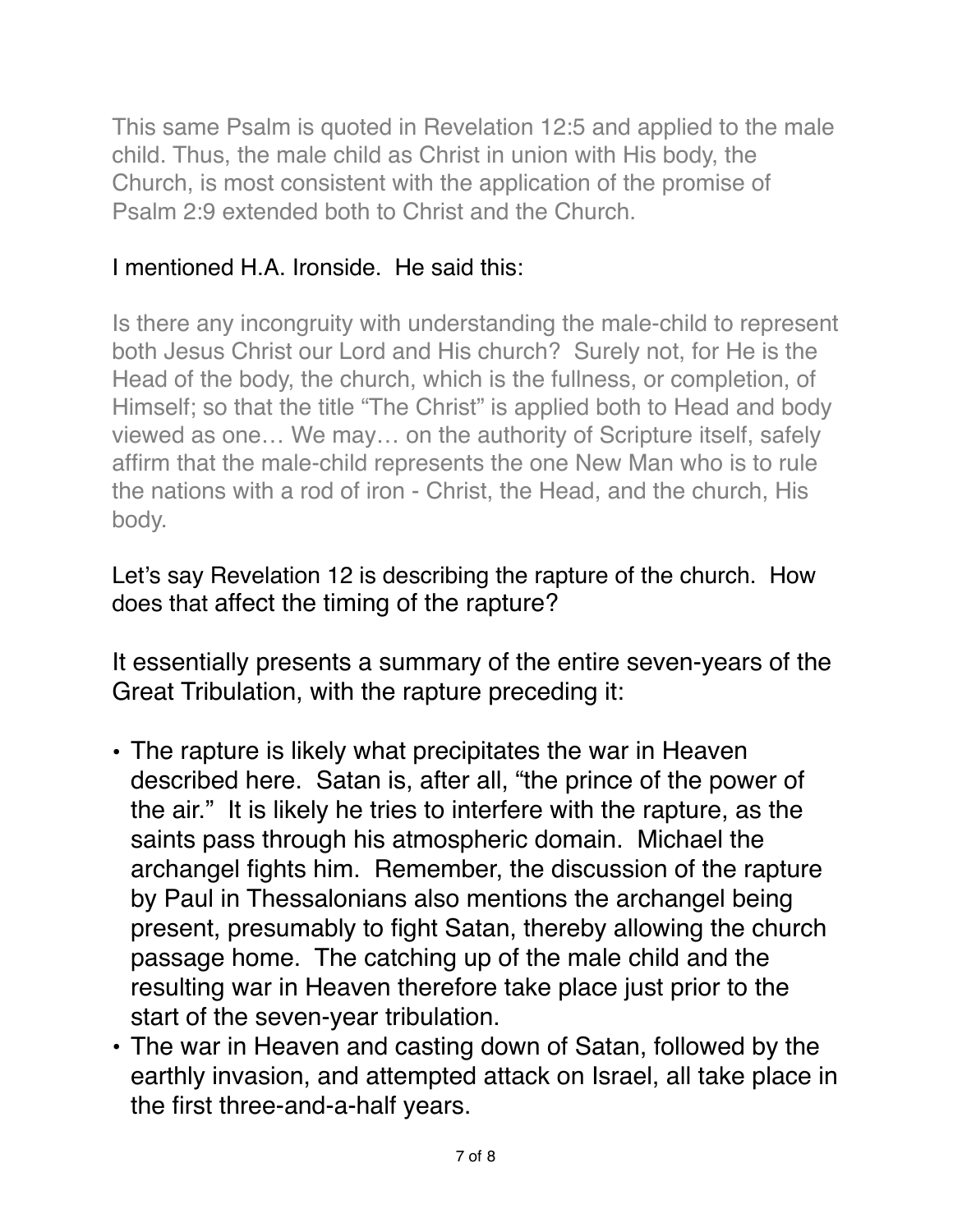This same Psalm is quoted in Revelation 12:5 and applied to the male child. Thus, the male child as Christ in union with His body, the Church, is most consistent with the application of the promise of Psalm 2:9 extended both to Christ and the Church.

I mentioned H.A. Ironside. He said this:

Is there any incongruity with understanding the male-child to represent both Jesus Christ our Lord and His church? Surely not, for He is the Head of the body, the church, which is the fullness, or completion, of Himself; so that the title "The Christ" is applied both to Head and body viewed as one… We may… on the authority of Scripture itself, safely affirm that the male-child represents the one New Man who is to rule the nations with a rod of iron - Christ, the Head, and the church, His body.

Let's say Revelation 12 is describing the rapture of the church. How does that affect the timing of the rapture?

It essentially presents a summary of the entire seven-years of the Great Tribulation, with the rapture preceding it:

- The rapture is likely what precipitates the war in Heaven described here. Satan is, after all, "the prince of the power of the air." It is likely he tries to interfere with the rapture, as the saints pass through his atmospheric domain. Michael the archangel fights him. Remember, the discussion of the rapture by Paul in Thessalonians also mentions the archangel being present, presumably to fight Satan, thereby allowing the church passage home. The catching up of the male child and the resulting war in Heaven therefore take place just prior to the start of the seven-year tribulation.
- The war in Heaven and casting down of Satan, followed by the earthly invasion, and attempted attack on Israel, all take place in the first three-and-a-half years.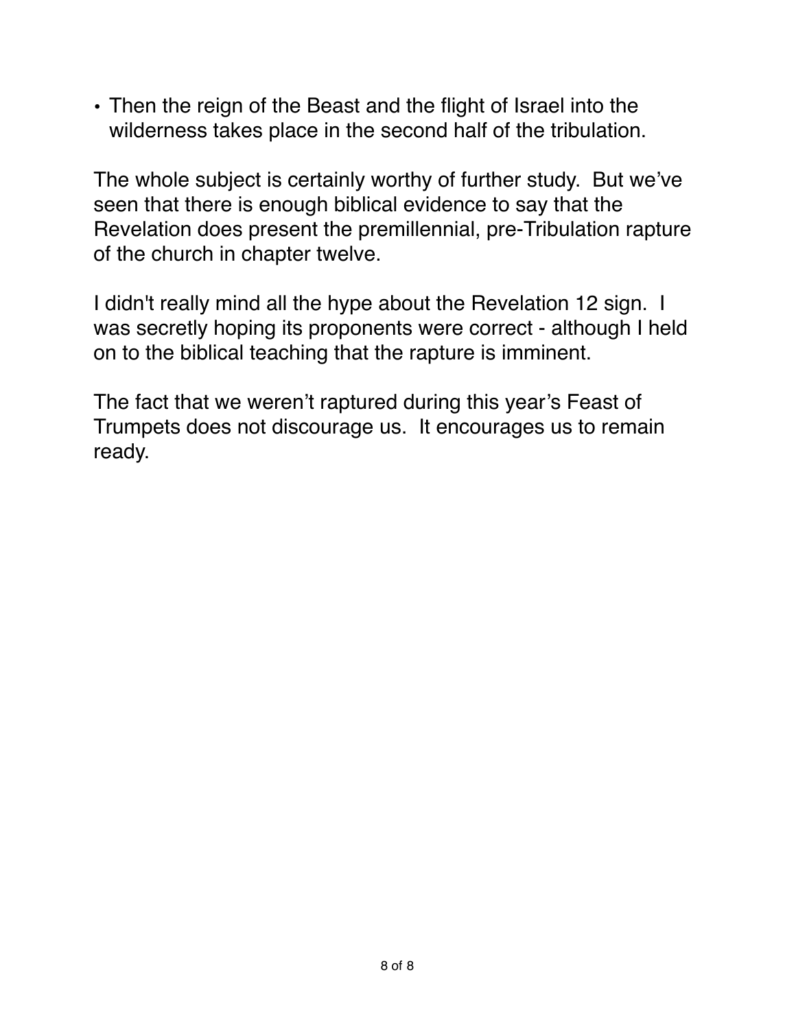- Then the reign of the Beast and the flight of Israel into the wilderness takes place in the second half of the tribulation.

The whole subject is certainly worthy of further study. But we've seen that there is enough biblical evidence to say that the Revelation does present the premillennial, pre-Tribulation rapture of the church in chapter twelve.

I didn't really mind all the hype about the Revelation 12 sign. I was secretly hoping its proponents were correct - although I held on to the biblical teaching that the rapture is imminent.

The fact that we weren't raptured during this year's Feast of Trumpets does not discourage us. It encourages us to remain ready.